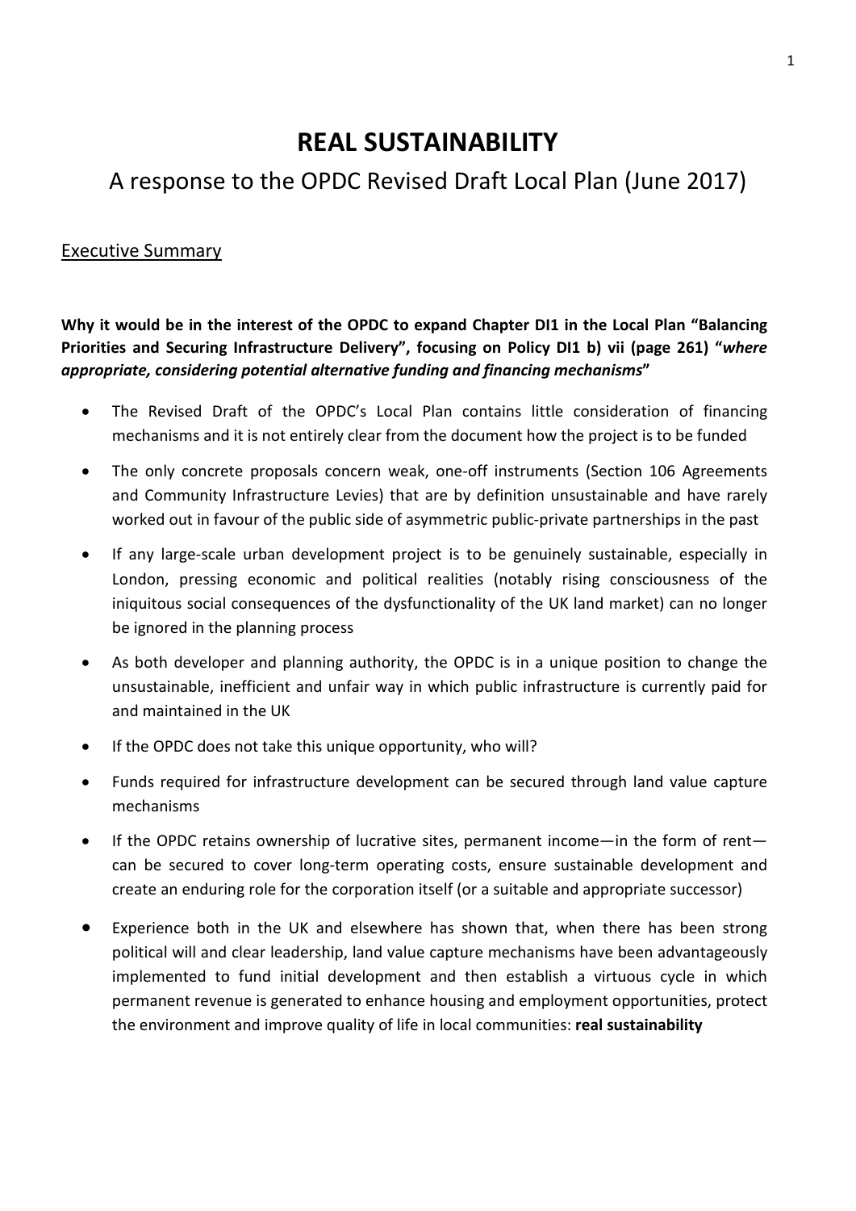# REAL SUSTAINABILITY

## A response to the OPDC Revised Draft Local Plan (June 2017)

### Executive Summary

**Why it would be in the interest of the OPDC to expand Chapter DI1 in the Local Plan "Balancing Priorities and Securing Infrastructure Delivery", focusing on Policy DI1 b) vii (page 261) "*where appropriate, considering potential alternative funding and financing mechanisms*"**

- The Revised Draft of the OPDC's Local Plan contains little consideration of financing mechanisms and it is not entirely clear from the document how the project is to be funded
- The only concrete proposals concern weak, one-off instruments (Section 106 Agreements and Community Infrastructure Levies) that are by definition unsustainable and have rarely worked out in favour of the public side of asymmetric public-private partnerships in the past
- If any large-scale urban development project is to be genuinely sustainable, especially in London, pressing economic and political realities (notably rising consciousness of the iniquitous social consequences of the dysfunctionality of the UK land market) can no longer be ignored in the planning process
- As both developer and planning authority, the OPDC is in a unique position to change the unsustainable, inefficient and unfair way in which public infrastructure is currently paid for and maintained in the UK
- If the OPDC does not take this unique opportunity, who will?
- Funds required for infrastructure development can be secured through land value capture mechanisms
- If the OPDC retains ownership of lucrative sites, permanent income—in the form of rent—can be secured to cover long-term operating costs, ensure sustainable development and create an enduring role for the corporation itself (or a suitable and appropriate successor)
- Experience both in the UK and elsewhere has shown that, when there has been strong political will and clear leadership, land value capture mechanisms have been advantageously implemented to fund initial development and then establish a virtuous cycle in which permanent revenue is generated to enhance housing and employment opportunities, protect the environment and improve quality of life in local communities: **real sustainability**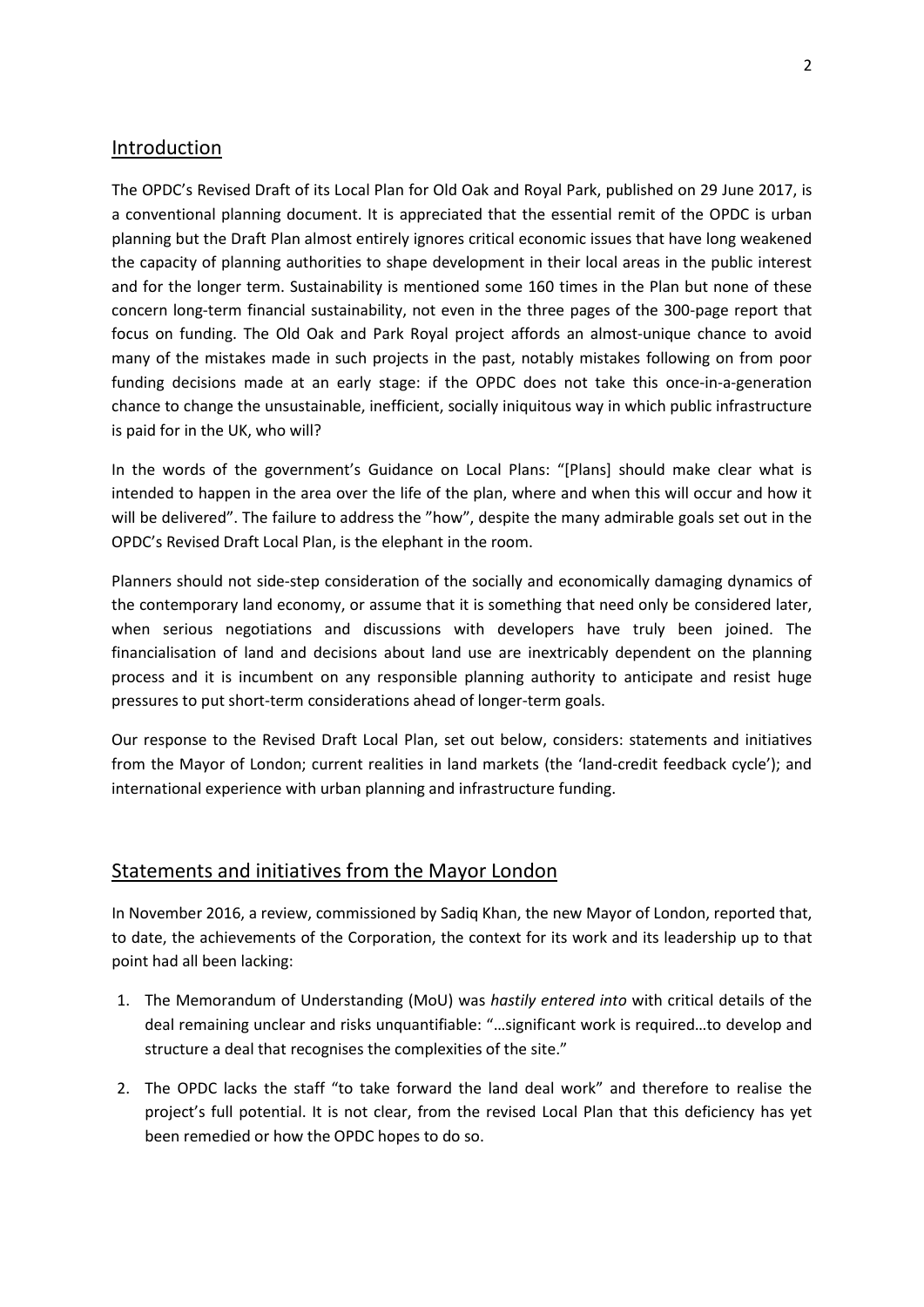## Introduction

The OPDC's Revised Draft of its Local Plan for Old Oak and Royal Park, published on 29 June 2017, is a conventional planning document. It is appreciated that the essential remit of the OPDC is urban planning but the Draft Plan almost entirely ignores critical economic issues that have long weakened the capacity of planning authorities to shape development in their local areas in the public interest and for the longer term. Sustainability is mentioned some 160 times in the Plan but none of these concern long-term financial sustainability, not even in the three pages of the 300-page report that focus on funding. The Old Oak and Park Royal project affords an almost-unique chance to avoid many of the mistakes made in such projects in the past, notably mistakes following on from poor funding decisions made at an early stage: if the OPDC does not take this once-in-a-generation chance to change the unsustainable, inefficient, socially iniquitous way in which public infrastructure is paid for in the UK, who will?

In the words of the government's Guidance on Local Plans: "[Plans] should make clear what is intended to happen in the area over the life of the plan, where and when this will occur and how it will be delivered". The failure to address the "how", despite the many admirable goals set out in the OPDC's Revised Draft Local Plan, is the elephant in the room.

Planners should not side-step consideration of the socially and economically damaging dynamics of the contemporary land economy, or assume that it is something that need only be considered later, when serious negotiations and discussions with developers have truly been joined. The financialisation of land and decisions about land use are inextricably dependent on the planning process and it is incumbent on any responsible planning authority to anticipate and resist huge pressures to put short-term considerations ahead of longer-term goals.

Our response to the Revised Draft Local Plan, set out below, considers: statements and initiatives from the Mayor of London; current realities in land markets (the 'land-credit feedback cycle'); and international experience with urban planning and infrastructure funding.

## Statements and initiatives from the Mayor London

In November 2016, a review, commissioned by Sadiq Khan, the new Mayor of London, reported that, to date, the achievements of the Corporation, the context for its work and its leadership up to that point had all been lacking:

1. The Memorandum of Understanding (MoU) was *hastily entered into* with critical details of the deal remaining unclear and risks unquantifiable: "…significant work is required…to develop and structure a deal that recognises the complexities of the site."
2. The OPDC lacks the staff "to take forward the land deal work" and therefore to realise the project's full potential. It is not clear, from the revised Local Plan that this deficiency has yet been remedied or how the OPDC hopes to do so.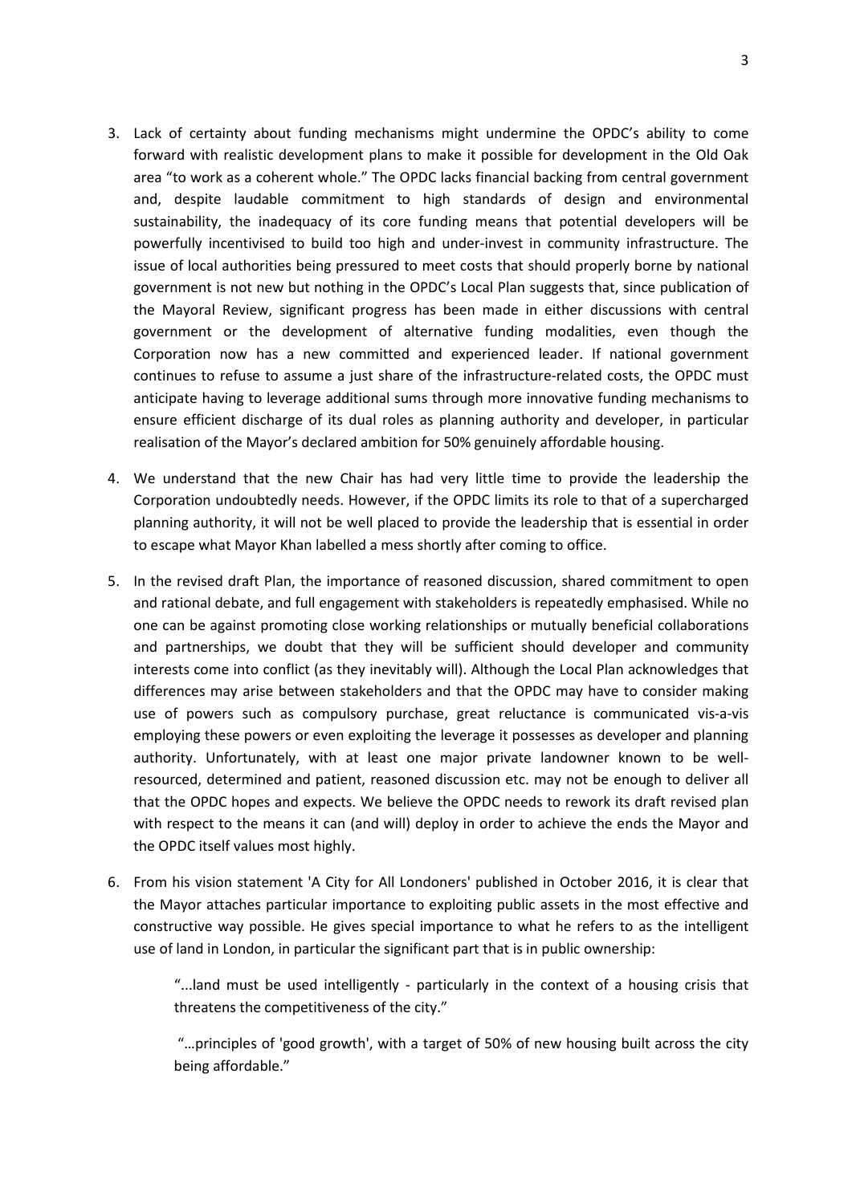3. Lack of certainty about funding mechanisms might undermine the OPDC's ability to come forward with realistic development plans to make it possible for development in the Old Oak area "to work as a coherent whole." The OPDC lacks financial backing from central government and, despite laudable commitment to high standards of design and environmental sustainability, the inadequacy of its core funding means that potential developers will be powerfully incentivised to build too high and under-invest in community infrastructure. The issue of local authorities being pressured to meet costs that should properly borne by national government is not new but nothing in the OPDC's Local Plan suggests that, since publication of the Mayoral Review, significant progress has been made in either discussions with central government or the development of alternative funding modalities, even though the Corporation now has a new committed and experienced leader. If national government continues to refuse to assume a just share of the infrastructure-related costs, the OPDC must anticipate having to leverage additional sums through more innovative funding mechanisms to ensure efficient discharge of its dual roles as planning authority and developer, in particular realisation of the Mayor's declared ambition for 50% genuinely affordable housing.

4. We understand that the new Chair has had very little time to provide the leadership the Corporation undoubtedly needs. However, if the OPDC limits its role to that of a supercharged planning authority, it will not be well placed to provide the leadership that is essential in order to escape what Mayor Khan labelled a mess shortly after coming to office.

5. In the revised draft Plan, the importance of reasoned discussion, shared commitment to open and rational debate, and full engagement with stakeholders is repeatedly emphasised. While no one can be against promoting close working relationships or mutually beneficial collaborations and partnerships, we doubt that they will be sufficient should developer and community interests come into conflict (as they inevitably will). Although the Local Plan acknowledges that differences may arise between stakeholders and that the OPDC may have to consider making use of powers such as compulsory purchase, great reluctance is communicated vis-a-vis employing these powers or even exploiting the leverage it possesses as developer and planning authority. Unfortunately, with at least one major private landowner known to be well-resourced, determined and patient, reasoned discussion etc. may not be enough to deliver all that the OPDC hopes and expects. We believe the OPDC needs to rework its draft revised plan with respect to the means it can (and will) deploy in order to achieve the ends the Mayor and the OPDC itself values most highly.

6. From his vision statement 'A City for All Londoners' published in October 2016, it is clear that the Mayor attaches particular importance to exploiting public assets in the most effective and constructive way possible. He gives special importance to what he refers to as the intelligent use of land in London, in particular the significant part that is in public ownership:

   "...land must be used intelligently - particularly in the context of a housing crisis that threatens the competitiveness of the city."

   "…principles of 'good growth', with a target of 50% of new housing built across the city being affordable."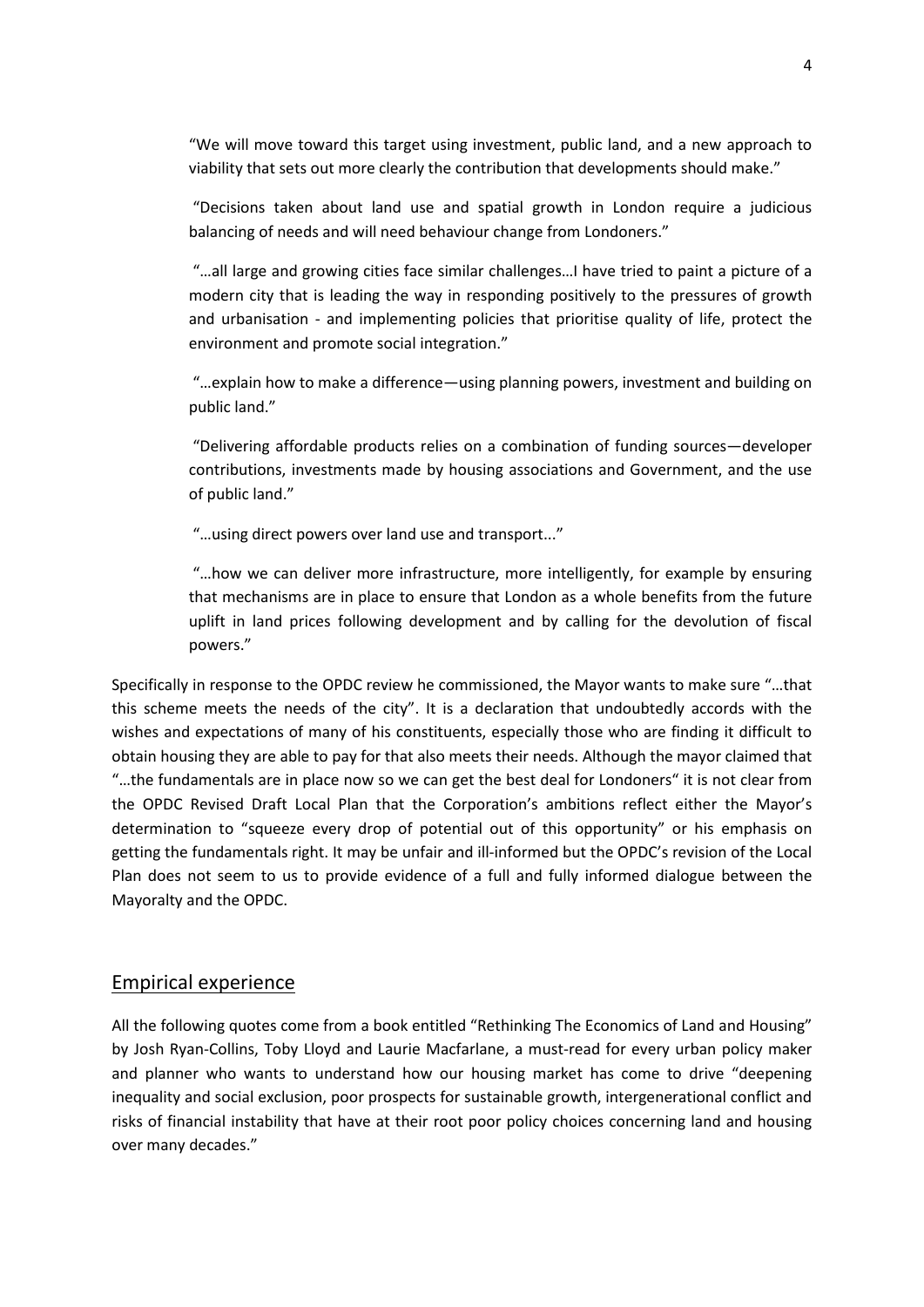> "We will move toward this target using investment, public land, and a new approach to viability that sets out more clearly the contribution that developments should make."
>
> "Decisions taken about land use and spatial growth in London require a judicious balancing of needs and will need behaviour change from Londoners."
>
> "…all large and growing cities face similar challenges…I have tried to paint a picture of a modern city that is leading the way in responding positively to the pressures of growth and urbanisation - and implementing policies that prioritise quality of life, protect the environment and promote social integration."
>
> "…explain how to make a difference—using planning powers, investment and building on public land."
>
> "Delivering affordable products relies on a combination of funding sources—developer contributions, investments made by housing associations and Government, and the use of public land."
>
> "…using direct powers over land use and transport..."
>
> "…how we can deliver more infrastructure, more intelligently, for example by ensuring that mechanisms are in place to ensure that London as a whole benefits from the future uplift in land prices following development and by calling for the devolution of fiscal powers."

Specifically in response to the OPDC review he commissioned, the Mayor wants to make sure "…that this scheme meets the needs of the city". It is a declaration that undoubtedly accords with the wishes and expectations of many of his constituents, especially those who are finding it difficult to obtain housing they are able to pay for that also meets their needs. Although the mayor claimed that "…the fundamentals are in place now so we can get the best deal for Londoners" it is not clear from the OPDC Revised Draft Local Plan that the Corporation's ambitions reflect either the Mayor's determination to "squeeze every drop of potential out of this opportunity" or his emphasis on getting the fundamentals right. It may be unfair and ill-informed but the OPDC's revision of the Local Plan does not seem to us to provide evidence of a full and fully informed dialogue between the Mayoralty and the OPDC.

## Empirical experience

All the following quotes come from a book entitled "Rethinking The Economics of Land and Housing" by Josh Ryan-Collins, Toby Lloyd and Laurie Macfarlane, a must-read for every urban policy maker and planner who wants to understand how our housing market has come to drive "deepening inequality and social exclusion, poor prospects for sustainable growth, intergenerational conflict and risks of financial instability that have at their root poor policy choices concerning land and housing over many decades."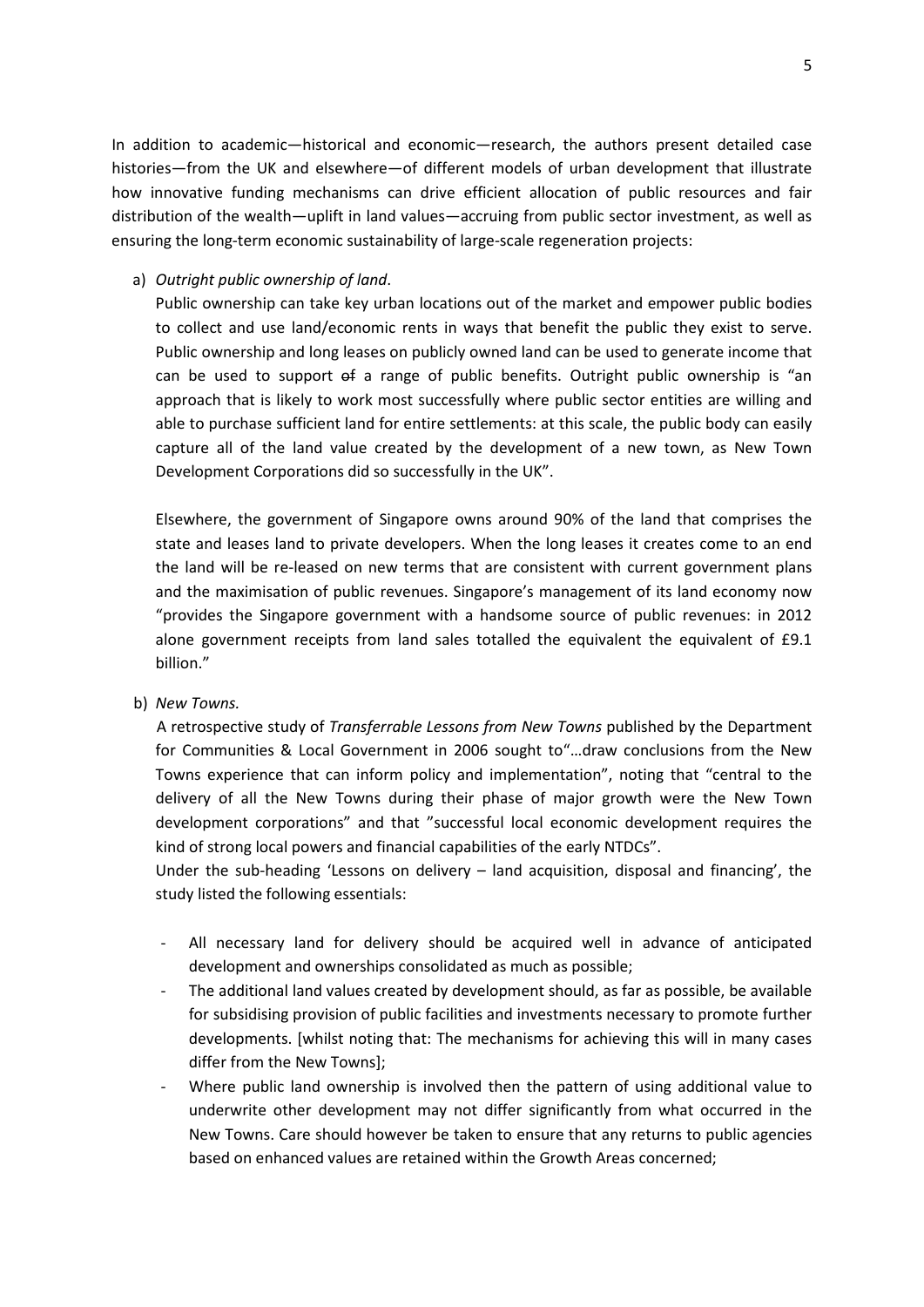In addition to academic—historical and economic—research, the authors present detailed case histories—from the UK and elsewhere—of different models of urban development that illustrate how innovative funding mechanisms can drive efficient allocation of public resources and fair distribution of the wealth—uplift in land values—accruing from public sector investment, as well as ensuring the long-term economic sustainability of large-scale regeneration projects:

a) *Outright public ownership of land*.

   Public ownership can take key urban locations out of the market and empower public bodies to collect and use land/economic rents in ways that benefit the public they exist to serve. Public ownership and long leases on publicly owned land can be used to generate income that can be used to support ~~of~~ a range of public benefits. Outright public ownership is "an approach that is likely to work most successfully where public sector entities are willing and able to purchase sufficient land for entire settlements: at this scale, the public body can easily capture all of the land value created by the development of a new town, as New Town Development Corporations did so successfully in the UK".

   Elsewhere, the government of Singapore owns around 90% of the land that comprises the state and leases land to private developers. When the long leases it creates come to an end the land will be re-leased on new terms that are consistent with current government plans and the maximisation of public revenues. Singapore's management of its land economy now "provides the Singapore government with a handsome source of public revenues: in 2012 alone government receipts from land sales totalled the equivalent the equivalent of £9.1 billion."

b) *New Towns.*

   A retrospective study of *Transferrable Lessons from New Towns* published by the Department for Communities & Local Government in 2006 sought to"…draw conclusions from the New Towns experience that can inform policy and implementation", noting that "central to the delivery of all the New Towns during their phase of major growth were the New Town development corporations" and that "successful local economic development requires the kind of strong local powers and financial capabilities of the early NTDCs".

   Under the sub-heading 'Lessons on delivery – land acquisition, disposal and financing', the study listed the following essentials:

   - All necessary land for delivery should be acquired well in advance of anticipated development and ownerships consolidated as much as possible;
   - The additional land values created by development should, as far as possible, be available for subsidising provision of public facilities and investments necessary to promote further developments. [whilst noting that: The mechanisms for achieving this will in many cases differ from the New Towns];
   - Where public land ownership is involved then the pattern of using additional value to underwrite other development may not differ significantly from what occurred in the New Towns. Care should however be taken to ensure that any returns to public agencies based on enhanced values are retained within the Growth Areas concerned;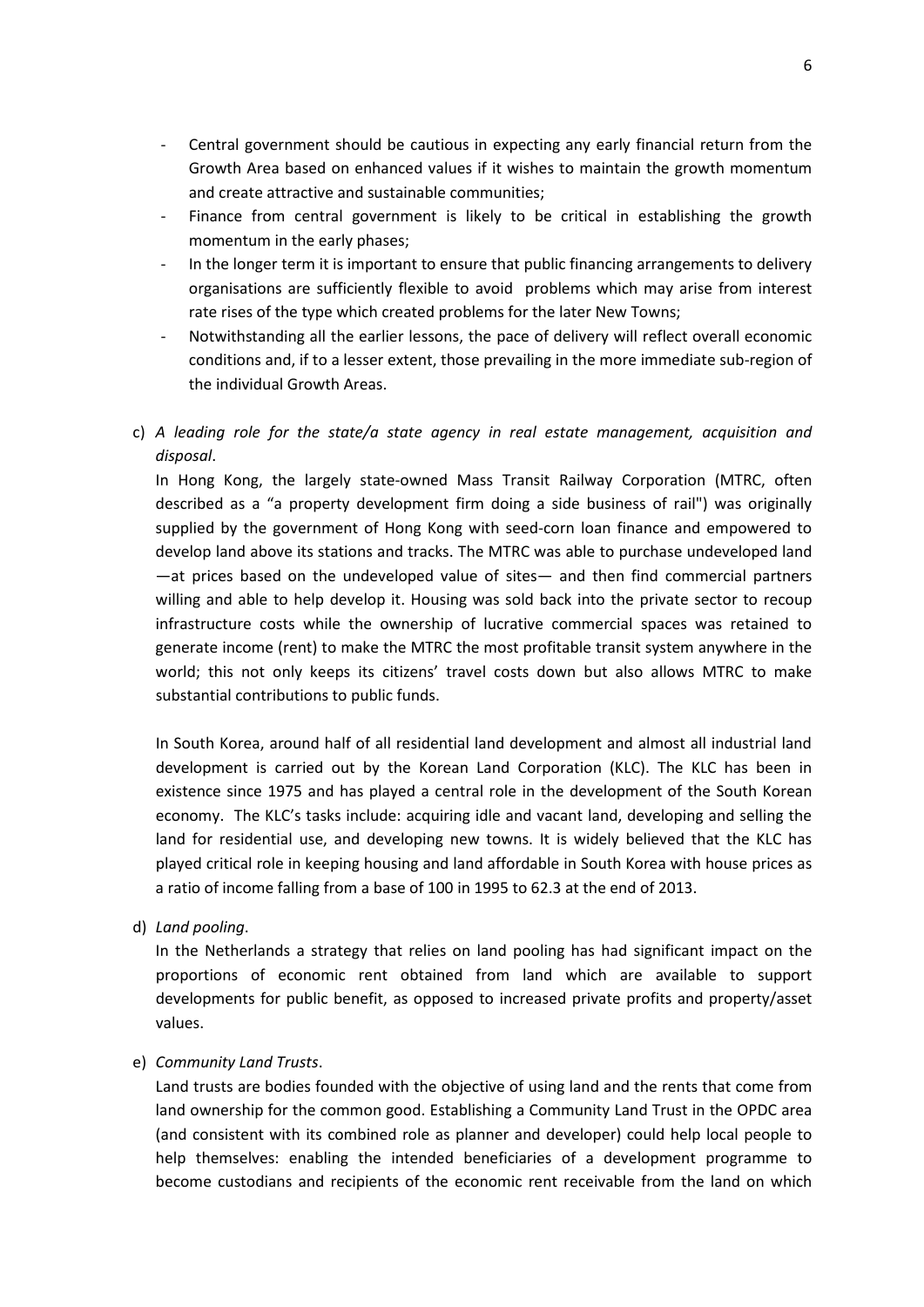- Central government should be cautious in expecting any early financial return from the Growth Area based on enhanced values if it wishes to maintain the growth momentum and create attractive and sustainable communities;
- Finance from central government is likely to be critical in establishing the growth momentum in the early phases;
- In the longer term it is important to ensure that public financing arrangements to delivery organisations are sufficiently flexible to avoid problems which may arise from interest rate rises of the type which created problems for the later New Towns;
- Notwithstanding all the earlier lessons, the pace of delivery will reflect overall economic conditions and, if to a lesser extent, those prevailing in the more immediate sub-region of the individual Growth Areas.

c) *A leading role for the state/a state agency in real estate management, acquisition and disposal*.

In Hong Kong, the largely state-owned Mass Transit Railway Corporation (MTRC, often described as a "a property development firm doing a side business of rail") was originally supplied by the government of Hong Kong with seed-corn loan finance and empowered to develop land above its stations and tracks. The MTRC was able to purchase undeveloped land —at prices based on the undeveloped value of sites— and then find commercial partners willing and able to help develop it. Housing was sold back into the private sector to recoup infrastructure costs while the ownership of lucrative commercial spaces was retained to generate income (rent) to make the MTRC the most profitable transit system anywhere in the world; this not only keeps its citizens' travel costs down but also allows MTRC to make substantial contributions to public funds.

In South Korea, around half of all residential land development and almost all industrial land development is carried out by the Korean Land Corporation (KLC). The KLC has been in existence since 1975 and has played a central role in the development of the South Korean economy. The KLC's tasks include: acquiring idle and vacant land, developing and selling the land for residential use, and developing new towns. It is widely believed that the KLC has played critical role in keeping housing and land affordable in South Korea with house prices as a ratio of income falling from a base of 100 in 1995 to 62.3 at the end of 2013.

d) *Land pooling*.

In the Netherlands a strategy that relies on land pooling has had significant impact on the proportions of economic rent obtained from land which are available to support developments for public benefit, as opposed to increased private profits and property/asset values.

e) *Community Land Trusts*.

Land trusts are bodies founded with the objective of using land and the rents that come from land ownership for the common good. Establishing a Community Land Trust in the OPDC area (and consistent with its combined role as planner and developer) could help local people to help themselves: enabling the intended beneficiaries of a development programme to become custodians and recipients of the economic rent receivable from the land on which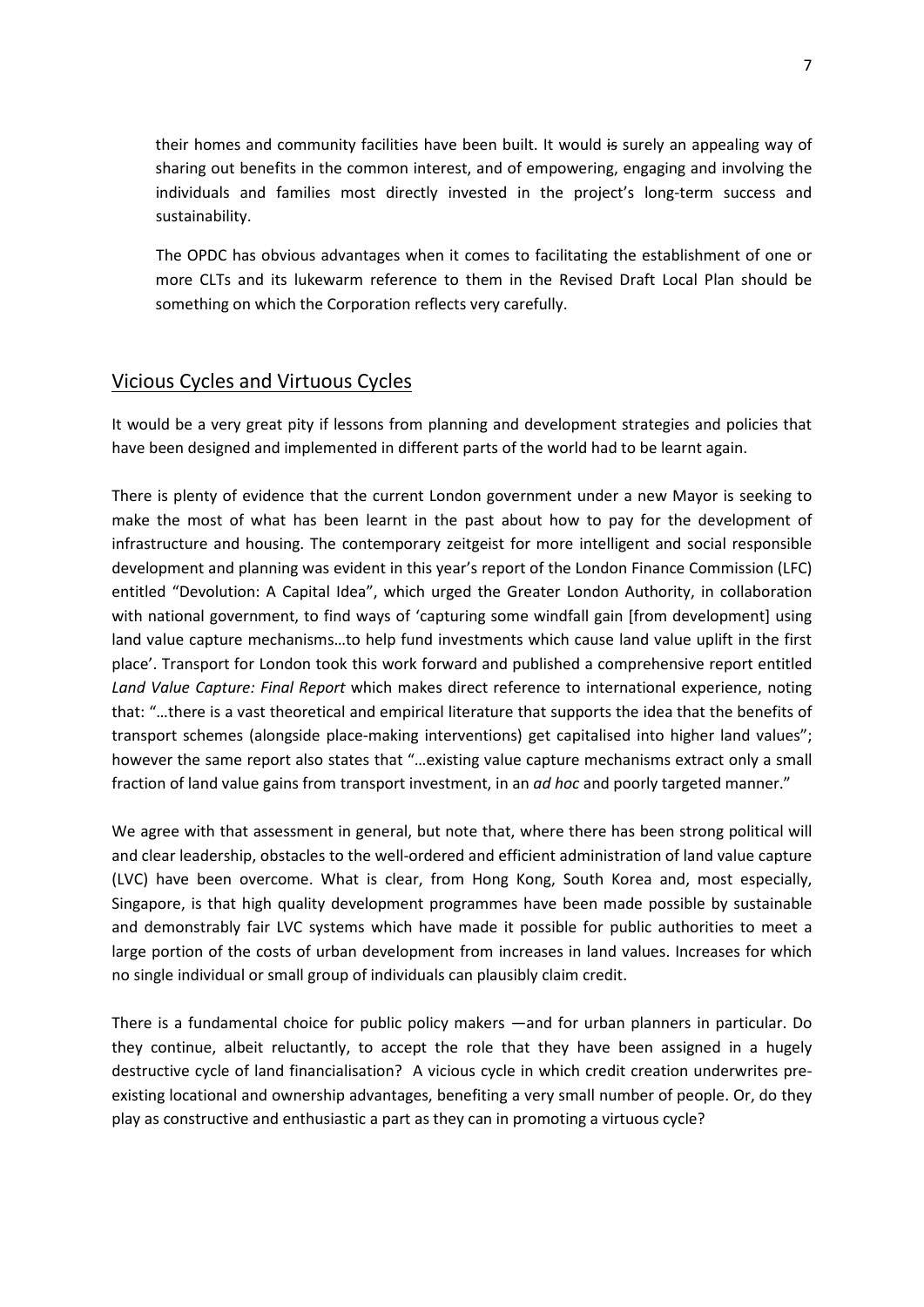their homes and community facilities have been built. It would ~~is~~ surely an appealing way of sharing out benefits in the common interest, and of empowering, engaging and involving the individuals and families most directly invested in the project's long-term success and sustainability.

The OPDC has obvious advantages when it comes to facilitating the establishment of one or more CLTs and its lukewarm reference to them in the Revised Draft Local Plan should be something on which the Corporation reflects very carefully.

## Vicious Cycles and Virtuous Cycles

It would be a very great pity if lessons from planning and development strategies and policies that have been designed and implemented in different parts of the world had to be learnt again.

There is plenty of evidence that the current London government under a new Mayor is seeking to make the most of what has been learnt in the past about how to pay for the development of infrastructure and housing. The contemporary zeitgeist for more intelligent and social responsible development and planning was evident in this year's report of the London Finance Commission (LFC) entitled "Devolution: A Capital Idea", which urged the Greater London Authority, in collaboration with national government, to find ways of 'capturing some windfall gain [from development] using land value capture mechanisms…to help fund investments which cause land value uplift in the first place'. Transport for London took this work forward and published a comprehensive report entitled *Land Value Capture: Final Report* which makes direct reference to international experience, noting that: "…there is a vast theoretical and empirical literature that supports the idea that the benefits of transport schemes (alongside place-making interventions) get capitalised into higher land values"; however the same report also states that "…existing value capture mechanisms extract only a small fraction of land value gains from transport investment, in an *ad hoc* and poorly targeted manner."

We agree with that assessment in general, but note that, where there has been strong political will and clear leadership, obstacles to the well-ordered and efficient administration of land value capture (LVC) have been overcome. What is clear, from Hong Kong, South Korea and, most especially, Singapore, is that high quality development programmes have been made possible by sustainable and demonstrably fair LVC systems which have made it possible for public authorities to meet a large portion of the costs of urban development from increases in land values. Increases for which no single individual or small group of individuals can plausibly claim credit.

There is a fundamental choice for public policy makers —and for urban planners in particular. Do they continue, albeit reluctantly, to accept the role that they have been assigned in a hugely destructive cycle of land financialisation? A vicious cycle in which credit creation underwrites pre-existing locational and ownership advantages, benefiting a very small number of people. Or, do they play as constructive and enthusiastic a part as they can in promoting a virtuous cycle?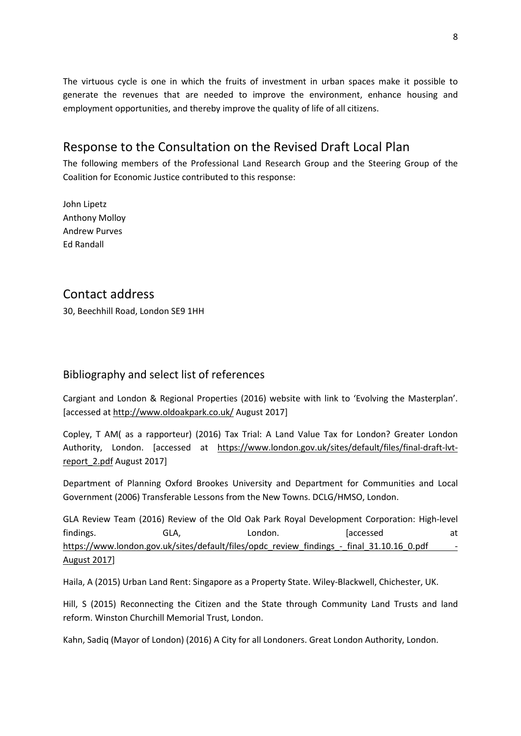The virtuous cycle is one in which the fruits of investment in urban spaces make it possible to generate the revenues that are needed to improve the environment, enhance housing and employment opportunities, and thereby improve the quality of life of all citizens.

## Response to the Consultation on the Revised Draft Local Plan

The following members of the Professional Land Research Group and the Steering Group of the Coalition for Economic Justice contributed to this response:

John Lipetz
Anthony Molloy
Andrew Purves
Ed Randall

## Contact address

30, Beechhill Road, London SE9 1HH

### Bibliography and select list of references

Cargiant and London & Regional Properties (2016) website with link to 'Evolving the Masterplan'. [accessed at http://www.oldoakpark.co.uk/ August 2017]

Copley, T AM( as a rapporteur) (2016) Tax Trial: A Land Value Tax for London? Greater London Authority, London. [accessed at https://www.london.gov.uk/sites/default/files/final-draft-lvt-report_2.pdf August 2017]

Department of Planning Oxford Brookes University and Department for Communities and Local Government (2006) Transferable Lessons from the New Towns. DCLG/HMSO, London.

GLA Review Team (2016) Review of the Old Oak Park Royal Development Corporation: High-level findings. GLA, London. [accessed at https://www.london.gov.uk/sites/default/files/opdc_review_findings_-_final_31.10.16_0.pdf - August 2017]

Haila, A (2015) Urban Land Rent: Singapore as a Property State. Wiley-Blackwell, Chichester, UK.

Hill, S (2015) Reconnecting the Citizen and the State through Community Land Trusts and land reform. Winston Churchill Memorial Trust, London.

Kahn, Sadiq (Mayor of London) (2016) A City for all Londoners. Great London Authority, London.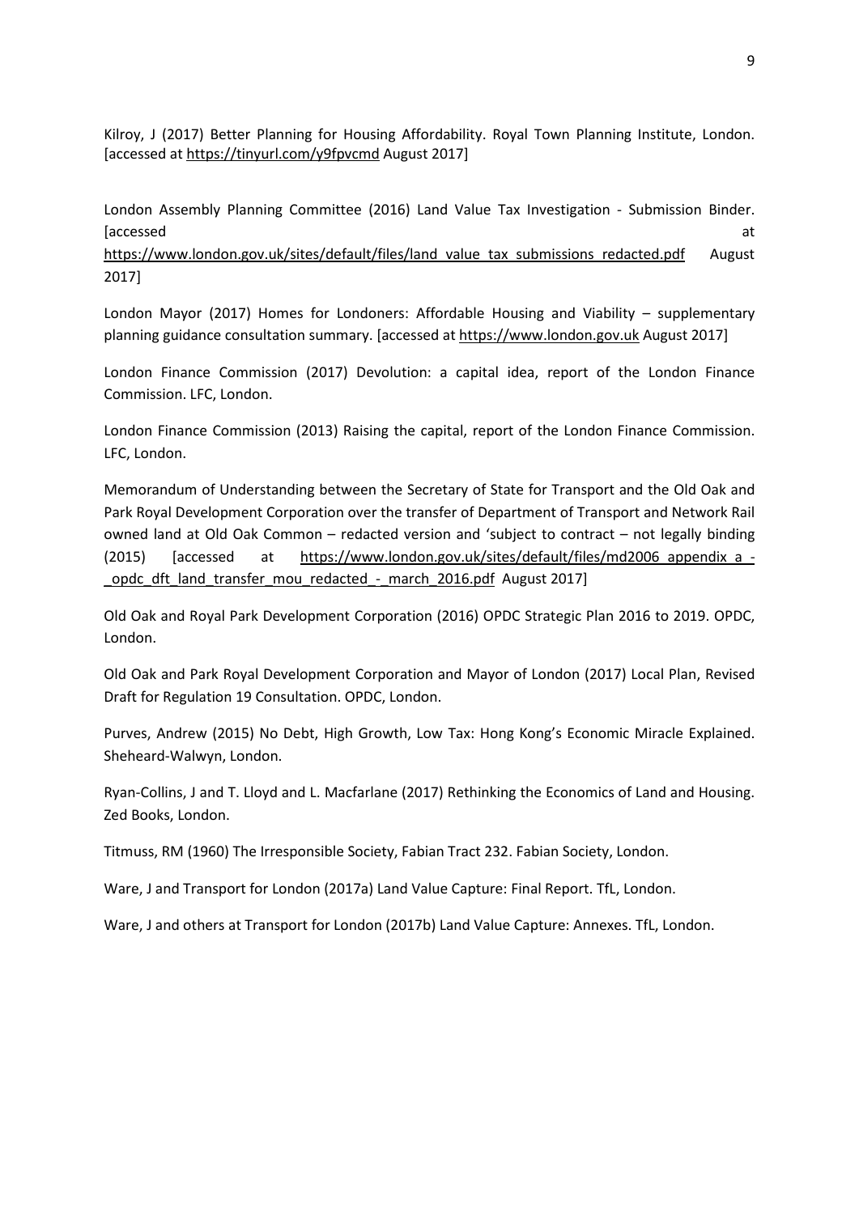Kilroy, J (2017) Better Planning for Housing Affordability. Royal Town Planning Institute, London. [accessed at https://tinyurl.com/y9fpvcmd August 2017]

London Assembly Planning Committee (2016) Land Value Tax Investigation - Submission Binder. [accessed at https://www.london.gov.uk/sites/default/files/land_value_tax_submissions_redacted.pdf August 2017]

London Mayor (2017) Homes for Londoners: Affordable Housing and Viability – supplementary planning guidance consultation summary. [accessed at https://www.london.gov.uk August 2017]

London Finance Commission (2017) Devolution: a capital idea, report of the London Finance Commission. LFC, London.

London Finance Commission (2013) Raising the capital, report of the London Finance Commission. LFC, London.

Memorandum of Understanding between the Secretary of State for Transport and the Old Oak and Park Royal Development Corporation over the transfer of Department of Transport and Network Rail owned land at Old Oak Common – redacted version and 'subject to contract – not legally binding (2015) [accessed at https://www.london.gov.uk/sites/default/files/md2006_appendix_a_-_opdc_dft_land_transfer_mou_redacted_-_march_2016.pdf August 2017]

Old Oak and Royal Park Development Corporation (2016) OPDC Strategic Plan 2016 to 2019. OPDC, London.

Old Oak and Park Royal Development Corporation and Mayor of London (2017) Local Plan, Revised Draft for Regulation 19 Consultation. OPDC, London.

Purves, Andrew (2015) No Debt, High Growth, Low Tax: Hong Kong's Economic Miracle Explained. Sheheard-Walwyn, London.

Ryan-Collins, J and T. Lloyd and L. Macfarlane (2017) Rethinking the Economics of Land and Housing. Zed Books, London.

Titmuss, RM (1960) The Irresponsible Society, Fabian Tract 232. Fabian Society, London.

Ware, J and Transport for London (2017a) Land Value Capture: Final Report. TfL, London.

Ware, J and others at Transport for London (2017b) Land Value Capture: Annexes. TfL, London.